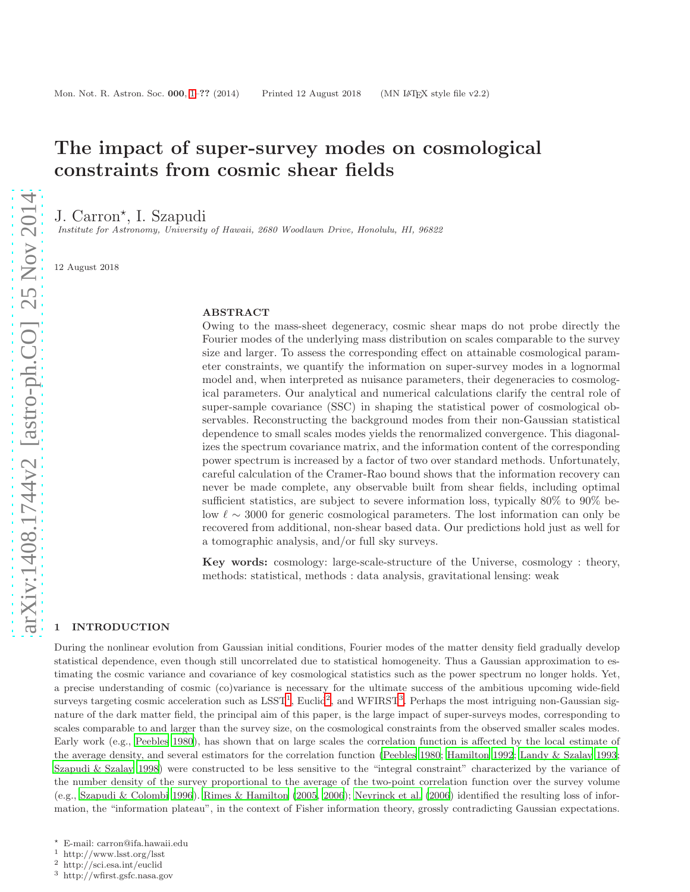# The impact of super-survey modes on cosmological constraints from cosmic shear fields

J. Carron*, I. Szapudi

*Institute for Astronomy, University of Hawaii, 2680 Woodlawn Drive, Honolulu, HI, 96822*

12 August 2018

## ABSTRACT

Owing to the mass-sheet degeneracy, cosmic shear maps do not probe directly the Fourier modes of the underlying mass distribution on scales comparable to the survey size and larger. To assess the corresponding effect on attainable cosmological parameter constraints, we quantify the information on super-survey modes in a lognormal model and, when interpreted as nuisance parameters, their degeneracies to cosmological parameters. Our analytical and numerical calculations clarify the central role of super-sample covariance (SSC) in shaping the statistical power of cosmological observables. Reconstructing the background modes from their non-Gaussian statistical dependence to small scales modes yields the renormalized convergence. This diagonalizes the spectrum covariance matrix, and the information content of the corresponding power spectrum is increased by a factor of two over standard methods. Unfortunately, careful calculation of the Cramer-Rao bound shows that the information recovery can never be made complete, any observable built from shear fields, including optimal sufficient statistics, are subject to severe information loss, typically 80% to 90% below $\ell \sim 3000$ for generic cosmological parameters. The lost information can only be recovered from additional, non-shear based data. Our predictions hold just as well for a tomographic analysis, and/or full sky surveys.

**Key words:** cosmology: large-scale-structure of the Universe, cosmology : theory, methods: statistical, methods : data analysis, gravitational lensing: weak

## 1 INTRODUCTION

During the nonlinear evolution from Gaussian initial conditions, Fourier modes of the matter density field gradually develop statistical dependence, even though still uncorrelated due to statistical homogeneity. Thus a Gaussian approximation to estimating the cosmic variance and covariance of key cosmological statistics such as the power spectrum no longer holds. Yet, a precise understanding of cosmic (co)variance is necessary for the ultimate success of the ambitious upcoming wide-field surveys targeting cosmic acceleration such as LSST[1], Euclid[2], and WFIRST[3]. Perhaps the most intriguing non-Gaussian signature of the dark matter field, the principal aim of this paper, is the large impact of super-surveys modes, corresponding to scales comparable to and larger than the survey size, on the cosmological constraints from the observed smaller scales modes. Early work (e.g., Peebles 1980), has shown that on large scales the correlation function is affected by the local estimate of the average density, and several estimators for the correlation function (Peebles 1980; Hamilton 1992; Landy & Szalay 1993; Szapudi & Szalay 1998) were constructed to be less sensitive to the "integral constraint" characterized by the variance of the number density of the survey proportional to the average of the two-point correlation function over the survey volume (e.g., Szapudi & Colombi 1996). Rimes & Hamilton (2005, 2006); Neyrinck et al. (2006) identified the resulting loss of information, the "information plateau", in the context of Fisher information theory, grossly contradicting Gaussian expectations.

* E-mail: carron@ifa.hawaii.edu
[1] http://www.lsst.org/lsst
[2] http://sci.esa.int/euclid
[3] http://wfirst.gsfc.nasa.gov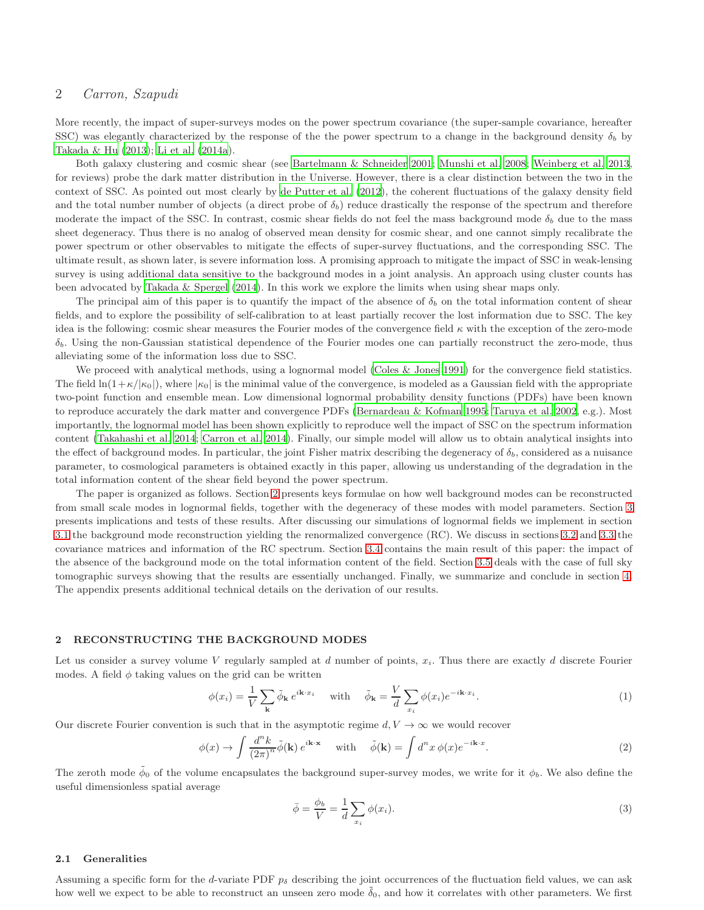More recently, the impact of super-surveys modes on the power spectrum covariance (the super-sample covariance, hereafter SSC) was elegantly characterized by the response of the the power spectrum to a change in the background density $\delta_b$ by Takada & Hu (2013); Li et al. (2014a).

Both galaxy clustering and cosmic shear (see Bartelmann & Schneider 2001; Munshi et al. 2008; Weinberg et al. 2013, for reviews) probe the dark matter distribution in the Universe. However, there is a clear distinction between the two in the context of SSC. As pointed out most clearly by de Putter et al. (2012), the coherent fluctuations of the galaxy density field and the total number number of objects (a direct probe of $\delta_b$) reduce drastically the response of the spectrum and therefore moderate the impact of the SSC. In contrast, cosmic shear fields do not feel the mass background mode $\delta_b$ due to the mass sheet degeneracy. Thus there is no analog of observed mean density for cosmic shear, and one cannot simply recalibrate the power spectrum or other observables to mitigate the effects of super-survey fluctuations, and the corresponding SSC. The ultimate result, as shown later, is severe information loss. A promising approach to mitigate the impact of SSC in weak-lensing survey is using additional data sensitive to the background modes in a joint analysis. An approach using cluster counts has been advocated by Takada & Spergel (2014). In this work we explore the limits when using shear maps only.

The principal aim of this paper is to quantify the impact of the absence of $\delta_b$ on the total information content of shear fields, and to explore the possibility of self-calibration to at least partially recover the lost information due to SSC. The key idea is the following: cosmic shear measures the Fourier modes of the convergence field $\kappa$ with the exception of the zero-mode $\delta_b$. Using the non-Gaussian statistical dependence of the Fourier modes one can partially reconstruct the zero-mode, thus alleviating some of the information loss due to SSC.

We proceed with analytical methods, using a lognormal model (Coles & Jones 1991) for the convergence field statistics. The field $\ln(1+\kappa/|\kappa_0|)$, where $|\kappa_0|$ is the minimal value of the convergence, is modeled as a Gaussian field with the appropriate two-point function and ensemble mean. Low dimensional lognormal probability density functions (PDFs) have been known to reproduce accurately the dark matter and convergence PDFs (Bernardeau & Kofman 1995; Taruya et al. 2002, e.g.). Most importantly, the lognormal model has been shown explicitly to reproduce well the impact of SSC on the spectrum information content (Takahashi et al. 2014; Carron et al. 2014). Finally, our simple model will allow us to obtain analytical insights into the effect of background modes. In particular, the joint Fisher matrix describing the degeneracy of $\delta_b$, considered as a nuisance parameter, to cosmological parameters is obtained exactly in this paper, allowing us understanding of the degradation in the total information content of the shear field beyond the power spectrum.

The paper is organized as follows. Section 2 presents keys formulae on how well background modes can be reconstructed from small scale modes in lognormal fields, together with the degeneracy of these modes with model parameters. Section 3 presents implications and tests of these results. After discussing our simulations of lognormal fields we implement in section 3.1 the background mode reconstruction yielding the renormalized convergence (RC). We discuss in sections 3.2 and 3.3 the covariance matrices and information of the RC spectrum. Section 3.4 contains the main result of this paper: the impact of the absence of the background mode on the total information content of the field. Section 3.5 deals with the case of full sky tomographic surveys showing that the results are essentially unchanged. Finally, we summarize and conclude in section 4. The appendix presents additional technical details on the derivation of our results.

## 2 RECONSTRUCTING THE BACKGROUND MODES

Let us consider a survey volume $V$ regularly sampled at $d$ number of points, $x_i$. Thus there are exactly $d$ discrete Fourier modes. A field $\phi$ taking values on the grid can be written

$$\phi(x_i) = \frac{1}{V}\sum_{\mathbf{k}} \tilde{\phi}_{\mathbf{k}}\, e^{i\mathbf{k}\cdot x_i} \quad \text{with} \quad \tilde{\phi}_{\mathbf{k}} = \frac{V}{d}\sum_{x_i} \phi(x_i) e^{-i\mathbf{k}\cdot x_i}. \tag{1}$$

Our discrete Fourier convention is such that in the asymptotic regime $d, V \to \infty$ we would recover

$$\phi(x) \to \int \frac{d^n k}{(2\pi)^n}\tilde{\phi}(\mathbf{k})\, e^{i\mathbf{k}\cdot\mathbf{x}} \quad \text{with} \quad \tilde{\phi}(\mathbf{k}) = \int d^n x\, \phi(x) e^{-i\mathbf{k}\cdot x}. \tag{2}$$

The zeroth mode $\tilde{\phi}_0$ of the volume encapsulates the background super-survey modes, we write for it $\phi_b$. We also define the useful dimensionless spatial average

$$\bar{\phi} = \frac{\phi_b}{V} = \frac{1}{d}\sum_{x_i}\phi(x_i). \tag{3}$$

### 2.1 Generalities

Assuming a specific form for the $d$-variate PDF $p_\delta$ describing the joint occurrences of the fluctuation field values, we can ask how well we expect to be able to reconstruct an unseen zero mode $\tilde{\delta}_0$, and how it correlates with other parameters. We first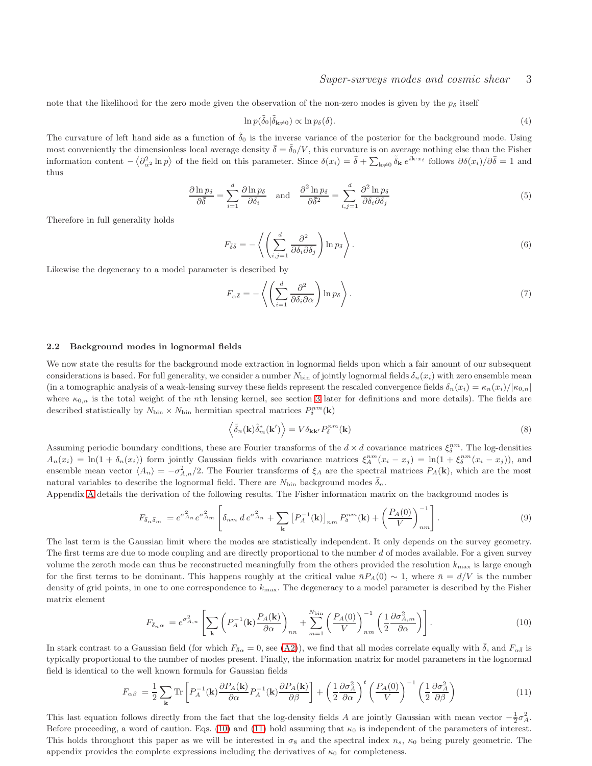note that the likelihood for the zero mode given the observation of the non-zero modes is given by the $p_\delta$ itself

$$\ln p(\tilde{\delta}_0|\tilde{\delta}_{\mathbf{k}\neq 0}) \propto \ln p_\delta(\delta). \tag{4}$$

The curvature of left hand side as a function of $\tilde{\delta}_0$ is the inverse variance of the posterior for the background mode. Using most conveniently the dimensionless local average density $\bar{\delta} = \tilde{\delta}_0/V$, this curvature is on average nothing else than the Fisher information content $-\left\langle \partial^2_{\alpha^2} \ln p \right\rangle$ of the field on this parameter. Since $\delta(x_i) = \bar{\delta} + \sum_{\mathbf{k}\neq 0} \tilde{\delta}_{\mathbf{k}}\, e^{i\mathbf{k}\cdot x_i}$ follows $\partial \delta(x_i)/\partial \bar{\delta} = 1$ and thus

$$\frac{\partial \ln p_\delta}{\partial \bar{\delta}} = \sum_{i=1}^{d} \frac{\partial \ln p_\delta}{\partial \delta_i} \quad \text{and} \quad \frac{\partial^2 \ln p_\delta}{\partial \bar{\delta}^2} = \sum_{i,j=1}^{d} \frac{\partial^2 \ln p_\delta}{\partial \delta_i \partial \delta_j} \tag{5}$$

Therefore in full generality holds

$$F_{\bar{\delta}\bar{\delta}} = -\left\langle \left( \sum_{i,j=1}^{d} \frac{\partial^2}{\partial \delta_i \partial \delta_j} \right) \ln p_\delta \right\rangle. \tag{6}$$

Likewise the degeneracy to a model parameter is described by

$$F_{\alpha\bar{\delta}} = -\left\langle \left( \sum_{i=1}^{d} \frac{\partial^2}{\partial \delta_i \partial \alpha} \right) \ln p_\delta \right\rangle. \tag{7}$$

### 2.2 Background modes in lognormal fields

We now state the results for the background mode extraction in lognormal fields upon which a fair amount of our subsequent considerations is based. For full generality, we consider a number $N_{\text{bin}}$ of jointly lognormal fields $\delta_n(x_i)$ with zero ensemble mean (in a tomographic analysis of a weak-lensing survey these fields represent the rescaled convergence fields $\delta_n(x_i) = \kappa_n(x_i)/|\kappa_{0,n}|$ where $\kappa_{0,n}$ is the total weight of the $n$th lensing kernel, see section 3 later for definitions and more details). The fields are described statistically by $N_{\text{bin}} \times N_{\text{bin}}$ hermitian spectral matrices $P^{nm}_\delta(\mathbf{k})$

$$\left\langle \tilde{\delta}_n(\mathbf{k})\tilde{\delta}^*_m(\mathbf{k}') \right\rangle = V\, \delta_{\mathbf{k}\mathbf{k}'} P^{nm}_\delta(\mathbf{k}) \tag{8}$$

Assuming periodic boundary conditions, these are Fourier transforms of the $d \times d$ covariance matrices $\xi^{nm}_\delta$. The log-densities $A_n(x_i) = \ln(1 + \delta_n(x_i))$ form jointly Gaussian fields with covariance matrices $\xi^{nm}_A(x_i - x_j) = \ln(1 + \xi^{nm}_\delta(x_i - x_j))$, and ensemble mean vector $\langle A_n \rangle = -\sigma^2_{A,n}/2$. The Fourier transforms of $\xi_A$ are the spectral matrices $P_A(\mathbf{k})$, which are the most natural variables to describe the lognormal field. There are $N_{\text{bin}}$ background modes $\bar{\delta}_n$.

Appendix A details the derivation of the following results. The Fisher information matrix on the background modes is

$$F_{\bar{\delta}_n\bar{\delta}_m} = e^{\sigma^2_{A_n}} e^{\sigma^2_{A_m}} \left[ \delta_{nm}\, d\, e^{\sigma^2_{A_n}} + \sum_{\mathbf{k}} \left[ P^{-1}_A(\mathbf{k}) \right]_{nm} P^{nm}_\delta(\mathbf{k}) + \left( \frac{P_A(0)}{V} \right)^{-1}_{nm} \right]. \tag{9}$$

The last term is the Gaussian limit where the modes are statistically independent. It only depends on the survey geometry. The first terms are due to mode coupling and are directly proportional to the number $d$ of modes available. For a given survey volume the zeroth mode can thus be reconstructed meaningfully from the others provided the resolution $k_{\max}$ is large enough for the first terms to be dominant. This happens roughly at the critical value $\bar{n}P_A(0) \sim 1$, where $\bar{n} = d/V$ is the number density of grid points, in one to one correspondence to $k_{\max}$. The degeneracy to a model parameter is described by the Fisher matrix element

$$F_{\bar{\delta}_n\alpha} = e^{\sigma^2_{A,n}} \left[ \sum_{\mathbf{k}} \left( P^{-1}_A(\mathbf{k}) \frac{P_A(\mathbf{k})}{\partial \alpha} \right)_{nn} + \sum_{m=1}^{N_{\text{bin}}} \left( \frac{P_A(0)}{V} \right)^{-1}_{nm} \left( \frac{1}{2} \frac{\partial \sigma^2_{A,m}}{\partial \alpha} \right) \right]. \tag{10}$$

In stark contrast to a Gaussian field (for which $F_{\bar{\delta}\alpha} = 0$, see (A2)), we find that all modes correlate equally with $\bar{\delta}$, and $F_{\alpha\bar{\delta}}$ is typically proportional to the number of modes present. Finally, the information matrix for model parameters in the lognormal field is identical to the well known formula for Gaussian fields

$$F_{\alpha\beta} = \frac{1}{2} \sum_{\mathbf{k}} \text{Tr} \left[ P^{-1}_A(\mathbf{k}) \frac{\partial P_A(\mathbf{k})}{\partial \alpha} P^{-1}_A(\mathbf{k}) \frac{\partial P_A(\mathbf{k})}{\partial \beta} \right] + \left( \frac{1}{2} \frac{\partial \sigma^2_A}{\partial \alpha} \right)^t \left( \frac{P_A(0)}{V} \right)^{-1} \left( \frac{1}{2} \frac{\partial \sigma^2_A}{\partial \beta} \right) \tag{11}$$

This last equation follows directly from the fact that the log-density fields $A$ are jointly Gaussian with mean vector $-\frac{1}{2}\sigma^2_A$. Before proceeding, a word of caution. Eqs. (10) and (11) hold assuming that $\kappa_0$ is independent of the parameters of interest. This holds throughout this paper as we will be interested in $\sigma_8$ and the spectral index $n_s$, $\kappa_0$ being purely geometric. The appendix provides the complete expressions including the derivatives of $\kappa_0$ for completeness.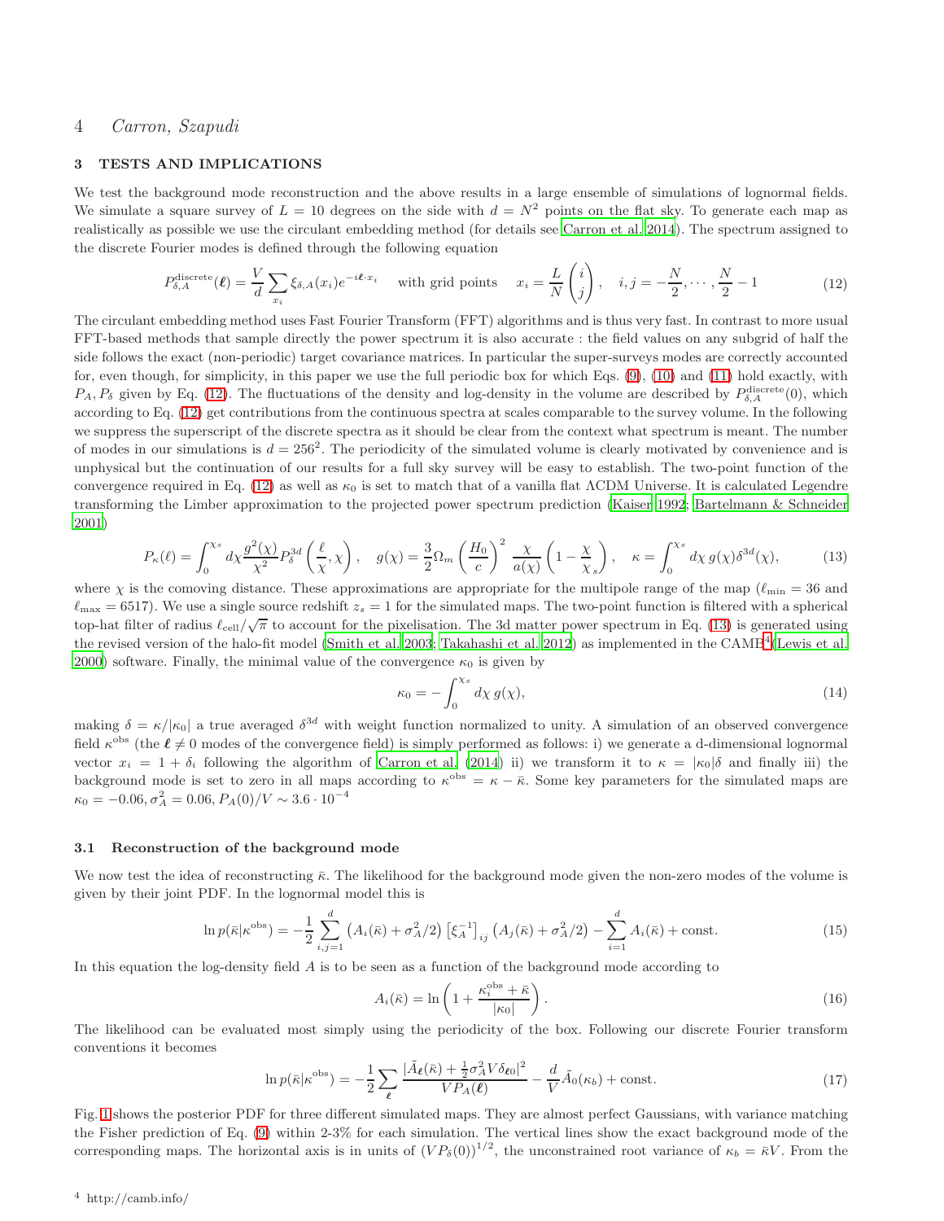## 3 TESTS AND IMPLICATIONS

We test the background mode reconstruction and the above results in a large ensemble of simulations of lognormal fields. We simulate a square survey of $L = 10$ degrees on the side with $d = N^2$ points on the flat sky. To generate each map as realistically as possible we use the circulant embedding method (for details see Carron et al. 2014). The spectrum assigned to the discrete Fourier modes is defined through the following equation

$$P^{\text{discrete}}_{\delta,A}(\boldsymbol{\ell}) = \frac{V}{d}\sum_{x_i} \xi_{\delta,A}(x_i) e^{-i\boldsymbol{\ell}\cdot x_i} \quad \text{with grid points} \quad x_i = \frac{L}{N}\begin{pmatrix} i \\ j \end{pmatrix}, \quad i,j = -\frac{N}{2},\cdots,\frac{N}{2}-1 \tag{12}$$

The circulant embedding method uses Fast Fourier Transform (FFT) algorithms and is thus very fast. In contrast to more usual FFT-based methods that sample directly the power spectrum it is also accurate : the field values on any subgrid of half the side follows the exact (non-periodic) target covariance matrices. In particular the super-surveys modes are correctly accounted for, even though, for simplicity, in this paper we use the full periodic box for which Eqs. (9), (10) and (11) hold exactly, with $P_A, P_\delta$ given by Eq. (12). The fluctuations of the density and log-density in the volume are described by $P^{\text{discrete}}_{\delta,A}(0)$, which according to Eq. (12) get contributions from the continuous spectra at scales comparable to the survey volume. In the following we suppress the superscript of the discrete spectra as it should be clear from the context what spectrum is meant. The number of modes in our simulations is $d = 256^2$. The periodicity of the simulated volume is clearly motivated by convenience and is unphysical but the continuation of our results for a full sky survey will be easy to establish. The two-point function of the convergence required in Eq. (12) as well as $\kappa_0$ is set to match that of a vanilla flat ΛCDM Universe. It is calculated Legendre transforming the Limber approximation to the projected power spectrum prediction (Kaiser 1992; Bartelmann & Schneider 2001)

$$P_\kappa(\ell) = \int_0^{\chi_s} d\chi \frac{g^2(\chi)}{\chi^2} P^{3d}_\delta\left(\frac{\ell}{\chi},\chi\right), \quad g(\chi) = \frac{3}{2}\Omega_m\left(\frac{H_0}{c}\right)^2 \frac{\chi}{a(\chi)}\left(1-\frac{\chi}{\chi_s}\right), \quad \kappa = \int_0^{\chi_s} d\chi\, g(\chi)\delta^{3d}(\chi), \tag{13}$$

where $\chi$ is the comoving distance. These approximations are appropriate for the multipole range of the map ($\ell_{\min} = 36$ and $\ell_{\max} = 6517$). We use a single source redshift $z_s = 1$ for the simulated maps. The two-point function is filtered with a spherical top-hat filter of radius $\ell_{\text{cell}}/\sqrt{\pi}$ to account for the pixelisation. The 3d matter power spectrum in Eq. (13) is generated using the revised version of the halo-fit model (Smith et al. 2003; Takahashi et al. 2012) as implemented in the CAMB[4] (Lewis et al. 2000) software. Finally, the minimal value of the convergence $\kappa_0$ is given by

$$\kappa_0 = -\int_0^{\chi_s} d\chi\, g(\chi), \tag{14}$$

making $\delta = \kappa/|\kappa_0|$ a true averaged $\delta^{3d}$ with weight function normalized to unity. A simulation of an observed convergence field $\kappa^{\text{obs}}$ (the $\boldsymbol{\ell} \neq 0$ modes of the convergence field) is simply performed as follows: i) we generate a d-dimensional lognormal vector $x_i = 1 + \delta_i$ following the algorithm of Carron et al. (2014) ii) we transform it to $\kappa = |\kappa_0|\delta$ and finally iii) the background mode is set to zero in all maps according to $\kappa^{\text{obs}} = \kappa - \bar\kappa$. Some key parameters for the simulated maps are $\kappa_0 = -0.06, \sigma^2_A = 0.06, P_A(0)/V \sim 3.6 \cdot 10^{-4}$

### 3.1 Reconstruction of the background mode

We now test the idea of reconstructing $\bar\kappa$. The likelihood for the background mode given the non-zero modes of the volume is given by their joint PDF. In the lognormal model this is

$$\ln p(\bar\kappa|\kappa^{\text{obs}}) = -\frac{1}{2}\sum_{i,j=1}^{d}\left(A_i(\bar\kappa) + \sigma^2_A/2\right)\left[\xi^{-1}_A\right]_{ij}\left(A_j(\bar\kappa)+\sigma^2_A/2\right) - \sum_{i=1}^{d} A_i(\bar\kappa) + \text{const.} \tag{15}$$

In this equation the log-density field $A$ is to be seen as a function of the background mode according to

$$A_i(\bar\kappa) = \ln\left(1 + \frac{\kappa^{\text{obs}}_i + \bar\kappa}{|\kappa_0|}\right). \tag{16}$$

The likelihood can be evaluated most simply using the periodicity of the box. Following our discrete Fourier transform conventions it becomes

$$\ln p(\bar\kappa|\kappa^{\text{obs}}) = -\frac{1}{2}\sum_{\boldsymbol{\ell}} \frac{|\tilde A_{\boldsymbol{\ell}}(\bar\kappa) + \frac{1}{2}\sigma^2_A V \delta_{\boldsymbol{\ell}0}|^2}{V P_A(\boldsymbol{\ell})} - \frac{d}{V}\tilde A_0(\kappa_b) + \text{const.} \tag{17}$$

Fig. 1 shows the posterior PDF for three different simulated maps. They are almost perfect Gaussians, with variance matching the Fisher prediction of Eq. (9) within 2-3% for each simulation. The vertical lines show the exact background mode of the corresponding maps. The horizontal axis is in units of $(VP_\delta(0))^{1/2}$, the unconstrained root variance of $\kappa_b = \bar\kappa V$. From the

[4] http://camb.info/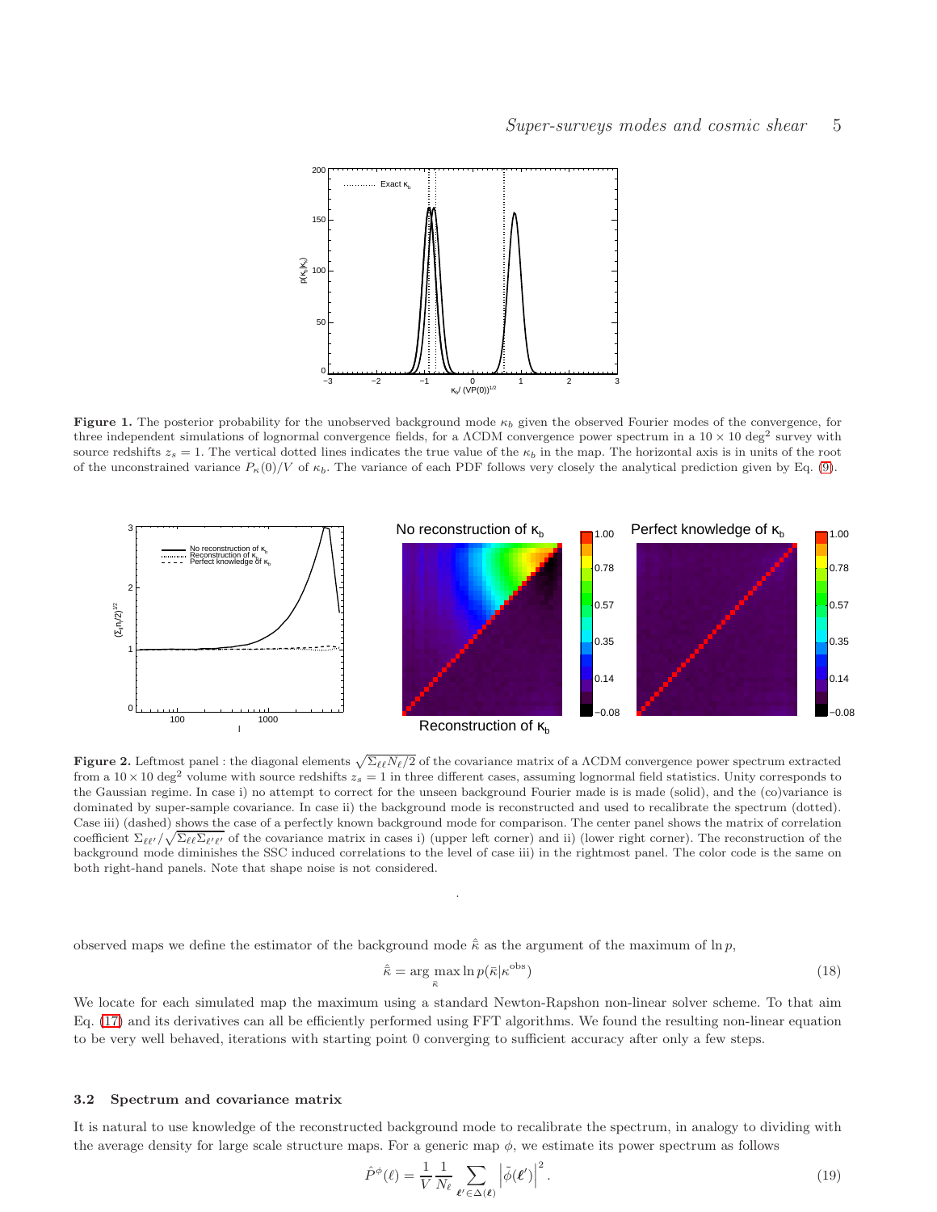**Figure 1.** The posterior probability for the unobserved background mode $\kappa_b$ given the observed Fourier modes of the convergence, for three independent simulations of lognormal convergence fields, for a ΛCDM convergence power spectrum in a $10 \times 10$ deg$^2$ survey with source redshifts $z_s = 1$. The vertical dotted lines indicates the true value of the $\kappa_b$ in the map. The horizontal axis is in units of the root of the unconstrained variance $P_\kappa(0)/V$ of $\kappa_b$. The variance of each PDF follows very closely the analytical prediction given by Eq. (9).

**Figure 2.** Leftmost panel : the diagonal elements $\sqrt{\Sigma_{\ell\ell} N_\ell / 2}$ of the covariance matrix of a ΛCDM convergence power spectrum extracted from a $10 \times 10$ deg$^2$ volume with source redshifts $z_s = 1$ in three different cases, assuming lognormal field statistics. Unity corresponds to the Gaussian regime. In case i) no attempt to correct for the unseen background Fourier made is is made (solid), and the (co)variance is dominated by super-sample covariance. In case ii) the background mode is reconstructed and used to recalibrate the spectrum (dotted). Case iii) (dashed) shows the case of a perfectly known background mode for comparison. The center panel shows the matrix of correlation coefficient $\Sigma_{\ell\ell'} / \sqrt{\Sigma_{\ell\ell}\Sigma_{\ell'\ell'}}$ of the covariance matrix in cases i) (upper left corner) and ii) (lower right corner). The reconstruction of the background mode diminishes the SSC induced correlations to the level of case iii) in the rightmost panel. The color code is the same on both right-hand panels. Note that shape noise is not considered.

observed maps we define the estimator of the background mode $\hat{\bar{\kappa}}$ as the argument of the maximum of $\ln p$,

$$\hat{\bar{\kappa}} = \arg \max_{\bar{\kappa}} \ln p(\bar{\kappa} | \kappa^{\mathrm{obs}}) \tag{18}$$

We locate for each simulated map the maximum using a standard Newton-Rapshon non-linear solver scheme. To that aim Eq. (17) and its derivatives can all be efficiently performed using FFT algorithms. We found the resulting non-linear equation to be very well behaved, iterations with starting point 0 converging to sufficient accuracy after only a few steps.

### 3.2 Spectrum and covariance matrix

It is natural to use knowledge of the reconstructed background mode to recalibrate the spectrum, in analogy to dividing with the average density for large scale structure maps. For a generic map $\phi$, we estimate its power spectrum as follows

$$\hat{P}^{\phi}(\ell) = \frac{1}{V} \frac{1}{N_\ell} \sum_{\boldsymbol{\ell}' \in \Delta(\boldsymbol{\ell})} \left| \tilde{\phi}(\boldsymbol{\ell}') \right|^2 . \tag{19}$$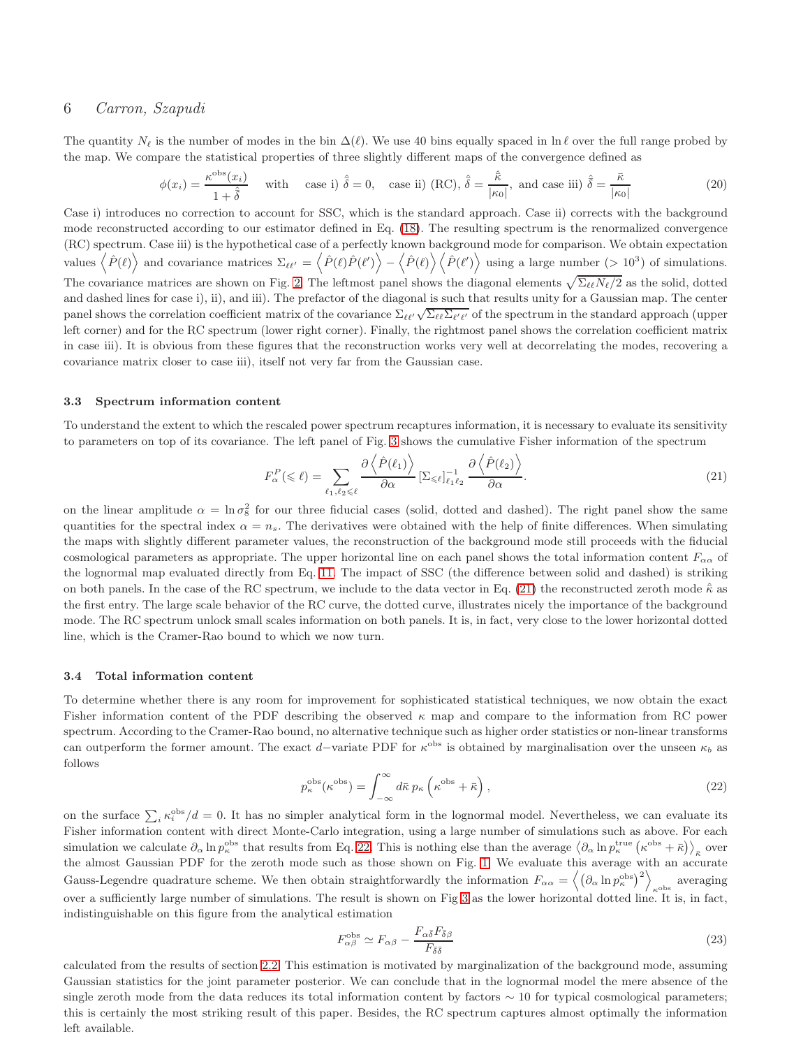The quantity $N_\ell$ is the number of modes in the bin $\Delta(\ell)$. We use 40 bins equally spaced in $\ln \ell$ over the full range probed by the map. We compare the statistical properties of three slightly different maps of the convergence defined as

$$\phi(x_i) = \frac{\kappa^{\rm obs}(x_i)}{1+\hat{\bar{\delta}}} \quad \text{with} \quad \text{case i) } \hat{\bar{\delta}} = 0, \quad \text{case ii) (RC), } \hat{\bar{\delta}} = \frac{\hat{\bar{\kappa}}}{|\kappa_0|}, \text{ and case iii) } \hat{\bar{\delta}} = \frac{\bar{\kappa}}{|\kappa_0|} \tag{20}$$

Case i) introduces no correction to account for SSC, which is the standard approach. Case ii) corrects with the background mode reconstructed according to our estimator defined in Eq. (18). The resulting spectrum is the renormalized convergence (RC) spectrum. Case iii) is the hypothetical case of a perfectly known background mode for comparison. We obtain expectation values $\left\langle \hat{P}(\ell) \right\rangle$ and covariance matrices $\Sigma_{\ell\ell'} = \left\langle \hat{P}(\ell)\hat{P}(\ell') \right\rangle - \left\langle \hat{P}(\ell) \right\rangle \left\langle \hat{P}(\ell') \right\rangle$ using a large number ($> 10^3$) of simulations. The covariance matrices are shown on Fig. 2. The leftmost panel shows the diagonal elements $\sqrt{\Sigma_{\ell\ell}N_\ell/2}$ as the solid, dotted and dashed lines for case i), ii), and iii). The prefactor of the diagonal is such that results unity for a Gaussian map. The center panel shows the correlation coefficient matrix of the covariance $\Sigma_{\ell\ell'}\sqrt{\Sigma_{\ell\ell}\Sigma_{\ell'\ell'}}$ of the spectrum in the standard approach (upper left corner) and for the RC spectrum (lower right corner). Finally, the rightmost panel shows the correlation coefficient matrix in case iii). It is obvious from these figures that the reconstruction works very well at decorrelating the modes, recovering a covariance matrix closer to case iii), itself not very far from the Gaussian case.

### 3.3 Spectrum information content

To understand the extent to which the rescaled power spectrum recaptures information, it is necessary to evaluate its sensitivity to parameters on top of its covariance. The left panel of Fig. 3 shows the cumulative Fisher information of the spectrum

$$F^P_\alpha(\leqslant \ell) = \sum_{\ell_1,\ell_2 \leqslant \ell} \frac{\partial \left\langle \hat{P}(\ell_1) \right\rangle}{\partial \alpha} \left[\Sigma_{\leqslant \ell}\right]^{-1}_{\ell_1 \ell_2} \frac{\partial \left\langle \hat{P}(\ell_2) \right\rangle}{\partial \alpha}. \tag{21}$$

on the linear amplitude $\alpha = \ln \sigma_8^2$ for our three fiducial cases (solid, dotted and dashed). The right panel show the same quantities for the spectral index $\alpha = n_s$. The derivatives were obtained with the help of finite differences. When simulating the maps with slightly different parameter values, the reconstruction of the background mode still proceeds with the fiducial cosmological parameters as appropriate. The upper horizontal line on each panel shows the total information content $F_{\alpha\alpha}$ of the lognormal map evaluated directly from Eq. 11. The impact of SSC (the difference between solid and dashed) is striking on both panels. In the case of the RC spectrum, we include to the data vector in Eq. (21) the reconstructed zeroth mode $\hat{\bar{\kappa}}$ as the first entry. The large scale behavior of the RC curve, the dotted curve, illustrates nicely the importance of the background mode. The RC spectrum unlock small scales information on both panels. It is, in fact, very close to the lower horizontal dotted line, which is the Cramer-Rao bound to which we now turn.

### 3.4 Total information content

To determine whether there is any room for improvement for sophisticated statistical techniques, we now obtain the exact Fisher information content of the PDF describing the observed $\kappa$ map and compare to the information from RC power spectrum. According to the Cramer-Rao bound, no alternative technique such as higher order statistics or non-linear transforms can outperform the former amount. The exact $d-$variate PDF for $\kappa^{\rm obs}$ is obtained by marginalisation over the unseen $\kappa_b$ as follows

$$p^{\rm obs}_\kappa(\kappa^{\rm obs}) = \int_{-\infty}^{\infty} d\bar{\kappa}\, p_\kappa\left(\kappa^{\rm obs} + \bar{\kappa}\right), \tag{22}$$

on the surface $\sum_i \kappa_i^{\rm obs}/d = 0$. It has no simpler analytical form in the lognormal model. Nevertheless, we can evaluate its Fisher information content with direct Monte-Carlo integration, using a large number of simulations such as above. For each simulation we calculate $\partial_\alpha \ln p^{\rm obs}_\kappa$ that results from Eq. 22. This is nothing else than the average $\left\langle \partial_\alpha \ln p^{\rm true}_\kappa\left(\kappa^{\rm obs} + \bar{\kappa}\right)\right\rangle_{\bar{\kappa}}$ over the almost Gaussian PDF for the zeroth mode such as those shown on Fig. 1. We evaluate this average with an accurate Gauss-Legendre quadrature scheme. We then obtain straightforwardly the information $F_{\alpha\alpha} = \left\langle \left(\partial_\alpha \ln p^{\rm obs}_\kappa\right)^2 \right\rangle_{\kappa^{\rm obs}}$ averaging over a sufficiently large number of simulations. The result is shown on Fig 3 as the lower horizontal dotted line. It is, in fact, indistinguishable on this figure from the analytical estimation

$$F^{\rm obs}_{\alpha\beta} \simeq F_{\alpha\beta} - \frac{F_{\alpha\bar{\delta}}F_{\bar{\delta}\beta}}{F_{\bar{\delta}\bar{\delta}}} \tag{23}$$

calculated from the results of section 2.2. This estimation is motivated by marginalization of the background mode, assuming Gaussian statistics for the joint parameter posterior. We can conclude that in the lognormal model the mere absence of the single zeroth mode from the data reduces its total information content by factors $\sim 10$ for typical cosmological parameters; this is certainly the most striking result of this paper. Besides, the RC spectrum captures almost optimally the information left available.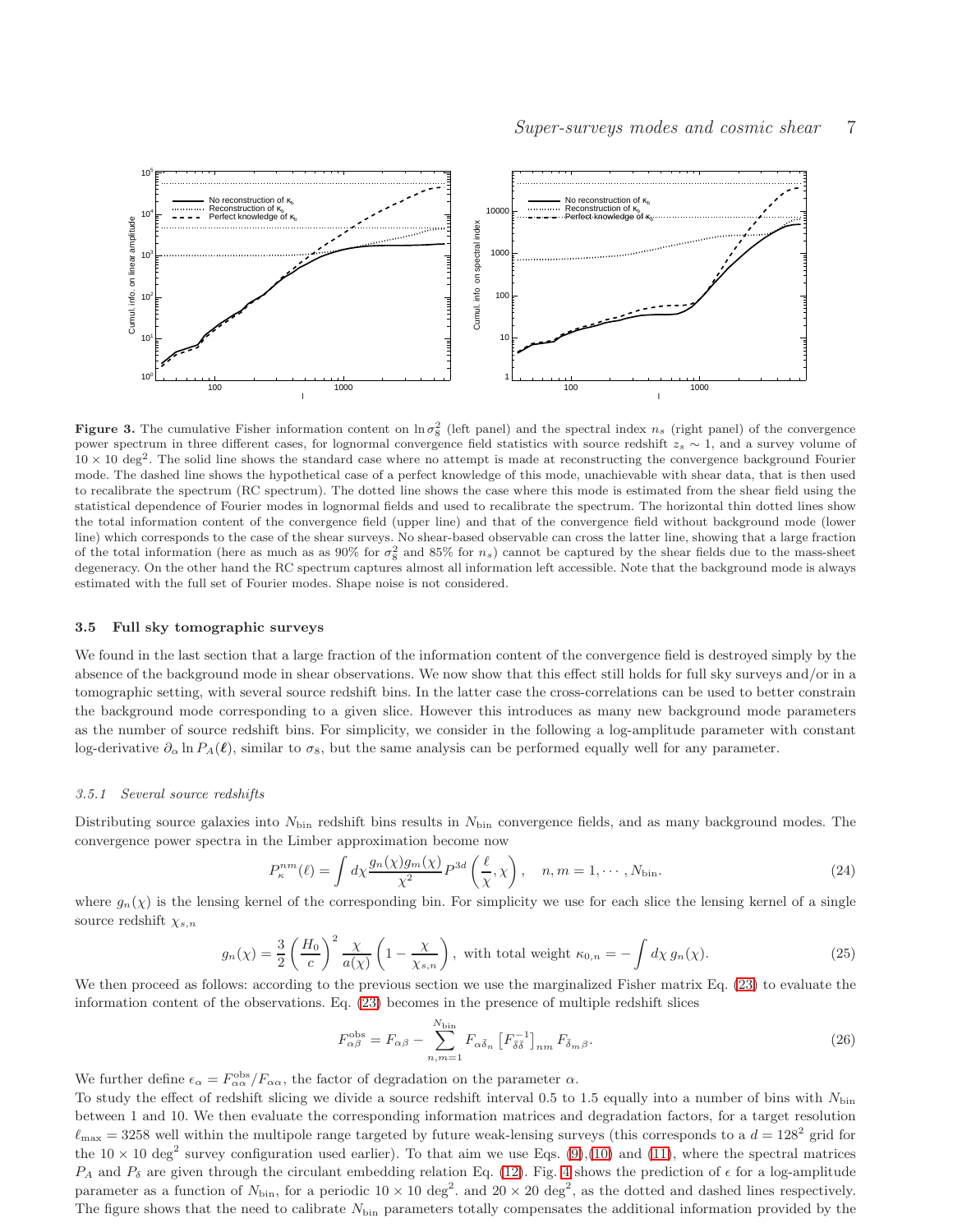**Figure 3.** The cumulative Fisher information content on $\ln \sigma_8^2$ (left panel) and the spectral index $n_s$ (right panel) of the convergence power spectrum in three different cases, for lognormal convergence field statistics with source redshift $z_s \sim 1$, and a survey volume of $10 \times 10$ deg$^2$. The solid line shows the standard case where no attempt is made at reconstructing the convergence background Fourier mode. The dashed line shows the hypothetical case of a perfect knowledge of this mode, unachievable with shear data, that is then used to recalibrate the spectrum (RC spectrum). The dotted line shows the case where this mode is estimated from the shear field using the statistical dependence of Fourier modes in lognormal fields and used to recalibrate the spectrum. The horizontal thin dotted lines show the total information content of the convergence field (upper line) and that of the convergence field without background mode (lower line) which corresponds to the case of the shear surveys. No shear-based observable can cross the latter line, showing that a large fraction of the total information (here as much as as 90% for $\sigma_8^2$ and 85% for $n_s$) cannot be captured by the shear fields due to the mass-sheet degeneracy. On the other hand the RC spectrum captures almost all information left accessible. Note that the background mode is always estimated with the full set of Fourier modes. Shape noise is not considered.

### 3.5 Full sky tomographic surveys

We found in the last section that a large fraction of the information content of the convergence field is destroyed simply by the absence of the background mode in shear observations. We now show that this effect still holds for full sky surveys and/or in a tomographic setting, with several source redshift bins. In the latter case the cross-correlations can be used to better constrain the background mode corresponding to a given slice. However this introduces as many new background mode parameters as the number of source redshift bins. For simplicity, we consider in the following a log-amplitude parameter with constant log-derivative $\partial_\alpha \ln P_A(\boldsymbol{\ell})$, similar to $\sigma_8$, but the same analysis can be performed equally well for any parameter.

#### 3.5.1 *Several source redshifts*

Distributing source galaxies into $N_{\rm bin}$ redshift bins results in $N_{\rm bin}$ convergence fields, and as many background modes. The convergence power spectra in the Limber approximation become now

$$P_\kappa^{nm}(\ell) = \int d\chi \frac{g_n(\chi) g_m(\chi)}{\chi^2} P^{3d}\left(\frac{\ell}{\chi}, \chi\right), \quad n, m = 1, \cdots, N_{\rm bin}. \tag{24}$$

where $g_n(\chi)$ is the lensing kernel of the corresponding bin. For simplicity we use for each slice the lensing kernel of a single source redshift $\chi_{s,n}$

$$g_n(\chi) = \frac{3}{2}\left(\frac{H_0}{c}\right)^2 \frac{\chi}{a(\chi)}\left(1 - \frac{\chi}{\chi_{s,n}}\right), \text{ with total weight } \kappa_{0,n} = -\int d\chi\, g_n(\chi). \tag{25}$$

We then proceed as follows: according to the previous section we use the marginalized Fisher matrix Eq. (23) to evaluate the information content of the observations. Eq. (23) becomes in the presence of multiple redshift slices

$$F_{\alpha\beta}^{\rm obs} = F_{\alpha\beta} - \sum_{n,m=1}^{N_{\rm bin}} F_{\alpha\bar{\delta}_n}\left[F_{\bar{\delta}\bar{\delta}}^{-1}\right]_{nm} F_{\bar{\delta}_m\beta}. \tag{26}$$

We further define $\epsilon_\alpha = F_{\alpha\alpha}^{\rm obs}/F_{\alpha\alpha}$, the factor of degradation on the parameter $\alpha$.
To study the effect of redshift slicing we divide a source redshift interval 0.5 to 1.5 equally into a number of bins with $N_{\rm bin}$ between 1 and 10. We then evaluate the corresponding information matrices and degradation factors, for a target resolution $\ell_{\max} = 3258$ well within the multipole range targeted by future weak-lensing surveys (this corresponds to a $d = 128^2$ grid for the $10 \times 10$ deg$^2$ survey configuration used earlier). To that aim we use Eqs. (9),(10) and (11), where the spectral matrices $P_A$ and $P_\delta$ are given through the circulant embedding relation Eq. (12). Fig. 4 shows the prediction of $\epsilon$ for a log-amplitude parameter as a function of $N_{\rm bin}$, for a periodic $10 \times 10$ deg$^2$. and $20 \times 20$ deg$^2$, as the dotted and dashed lines respectively. The figure shows that the need to calibrate $N_{\rm bin}$ parameters totally compensates the additional information provided by the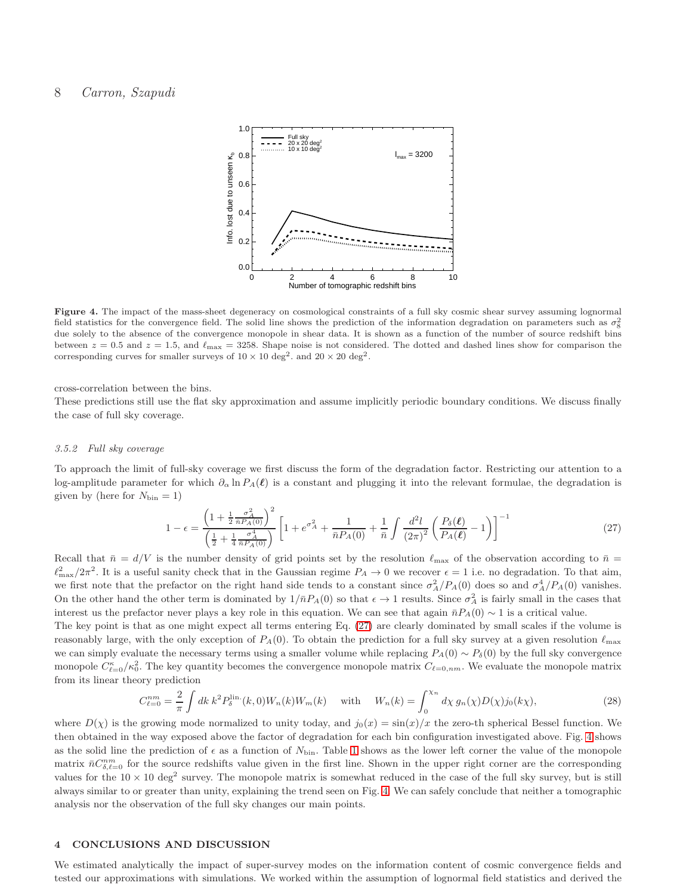**Figure 4.** The impact of the mass-sheet degeneracy on cosmological constraints of a full sky cosmic shear survey assuming lognormal field statistics for the convergence field. The solid line shows the prediction of the information degradation on parameters such as $\sigma_8^2$ due solely to the absence of the convergence monopole in shear data. It is shown as a function of the number of source redshift bins between $z = 0.5$ and $z = 1.5$, and $\ell_{\max} = 3258$. Shape noise is not considered. The dotted and dashed lines show for comparison the corresponding curves for smaller surveys of $10 \times 10$ deg$^2$. and $20 \times 20$ deg$^2$.

cross-correlation between the bins.

These predictions still use the flat sky approximation and assume implicitly periodic boundary conditions. We discuss finally the case of full sky coverage.

### 3.5.2 Full sky coverage

To approach the limit of full-sky coverage we first discuss the form of the degradation factor. Restricting our attention to a log-amplitude parameter for which $\partial_\alpha \ln P_A(\boldsymbol{\ell})$ is a constant and plugging it into the relevant formulae, the degradation is given by (here for $N_{\rm bin} = 1$)

$$1 - \epsilon = \frac{\left(1 + \frac{1}{2}\frac{\sigma_A^2}{\bar{n}P_A(0)}\right)^2}{\left(\frac{1}{2} + \frac{1}{4}\frac{\sigma_A^4}{\bar{n}P_A(0)}\right)}\left[1 + e^{\sigma_A^2} + \frac{1}{\bar{n}P_A(0)} + \frac{1}{\bar{n}}\int \frac{d^2l}{(2\pi)^2}\left(\frac{P_\delta(\boldsymbol{\ell})}{P_A(\boldsymbol{\ell})} - 1\right)\right]^{-1} \tag{27}$$

Recall that $\bar{n} = d/V$ is the number density of grid points set by the resolution $\ell_{\max}$ of the observation according to $\bar{n} = \ell_{\max}^2/2\pi^2$. It is a useful sanity check that in the Gaussian regime $P_A \to 0$ we recover $\epsilon = 1$ i.e. no degradation. To that aim, we first note that the prefactor on the right hand side tends to a constant since $\sigma_A^2/P_A(0)$ does so and $\sigma_A^4/P_A(0)$ vanishes. On the other hand the other term is dominated by $1/\bar{n}P_A(0)$ so that $\epsilon \to 1$ results. Since $\sigma_A^2$ is fairly small in the cases that interest us the prefactor never plays a key role in this equation. We can see that again $\bar{n}P_A(0) \sim 1$ is a critical value.

The key point is that as one might expect all terms entering Eq. (27) are clearly dominated by small scales if the volume is reasonably large, with the only exception of $P_A(0)$. To obtain the prediction for a full sky survey at a given resolution $\ell_{\max}$ we can simply evaluate the necessary terms using a smaller volume while replacing $P_A(0) \sim P_\delta(0)$ by the full sky convergence monopole $C^{\kappa}_{\ell=0}/\kappa_0^2$. The key quantity becomes the convergence monopole matrix $C_{\ell=0,nm}$. We evaluate the monopole matrix from its linear theory prediction

$$C^{nm}_{\ell=0} = \frac{2}{\pi}\int dk\, k^2 P_\delta^{\rm lin.}(k,0) W_n(k) W_m(k) \quad \text{with} \quad W_n(k) = \int_0^{\chi_n} d\chi\, g_n(\chi) D(\chi) j_0(k\chi), \tag{28}$$

where $D(\chi)$ is the growing mode normalized to unity today, and $j_0(x) = \sin(x)/x$ the zero-th spherical Bessel function. We then obtained in the way exposed above the factor of degradation for each bin configuration investigated above. Fig. 4 shows as the solid line the prediction of $\epsilon$ as a function of $N_{\rm bin}$. Table 1 shows as the lower left corner the value of the monopole matrix $\bar{n}C^{nm}_{\delta,\ell=0}$ for the source redshifts value given in the first line. Shown in the upper right corner are the corresponding values for the $10 \times 10$ deg$^2$ survey. The monopole matrix is somewhat reduced in the case of the full sky survey, but is still always similar to or greater than unity, explaining the trend seen on Fig. 4. We can safely conclude that neither a tomographic analysis nor the observation of the full sky changes our main points.

## 4 CONCLUSIONS AND DISCUSSION

We estimated analytically the impact of super-survey modes on the information content of cosmic convergence fields and tested our approximations with simulations. We worked within the assumption of lognormal field statistics and derived the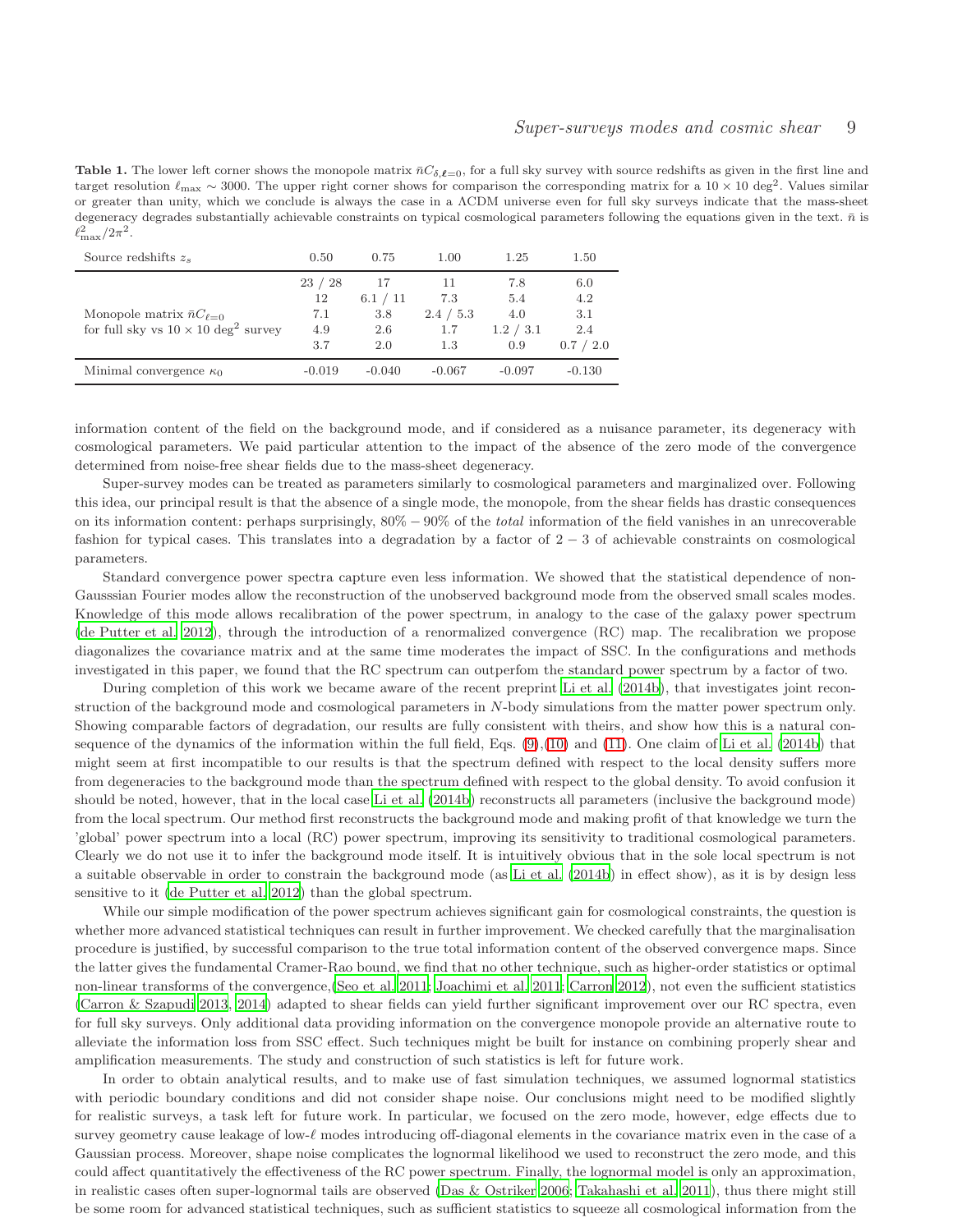**Table 1.** The lower left corner shows the monopole matrix $\bar{n}C_{\delta,\ell=0}$, for a full sky survey with source redshifts as given in the first line and target resolution $\ell_{\max} \sim 3000$. The upper right corner shows for comparison the corresponding matrix for a $10 \times 10$ deg$^2$. Values similar or greater than unity, which we conclude is always the case in a ΛCDM universe even for full sky surveys indicate that the mass-sheet degeneracy degrades substantially achievable constraints on typical cosmological parameters following the equations given in the text. $\bar{n}$ is $\ell^2_{\max}/2\pi^2$.

| Source redshifts $z_s$ | 0.50 | 0.75 | 1.00 | 1.25 | 1.50 |
|---|---|---|---|---|---|
| | 23 / 28 | 17 | 11 | 7.8 | 6.0 |
| | 12 | 6.1 / 11 | 7.3 | 5.4 | 4.2 |
| Monopole matrix $\bar{n}C_{\ell=0}$ | 7.1 | 3.8 | 2.4 / 5.3 | 4.0 | 3.1 |
| for full sky vs $10 \times 10$ deg$^2$ survey | 4.9 | 2.6 | 1.7 | 1.2 / 3.1 | 2.4 |
| | 3.7 | 2.0 | 1.3 | 0.9 | 0.7 / 2.0 |
| Minimal convergence $\kappa_0$ | -0.019 | -0.040 | -0.067 | -0.097 | -0.130 |

information content of the field on the background mode, and if considered as a nuisance parameter, its degeneracy with cosmological parameters. We paid particular attention to the impact of the absence of the zero mode of the convergence determined from noise-free shear fields due to the mass-sheet degeneracy.

Super-survey modes can be treated as parameters similarly to cosmological parameters and marginalized over. Following this idea, our principal result is that the absence of a single mode, the monopole, from the shear fields has drastic consequences on its information content: perhaps surprisingly, $80\% - 90\%$ of the *total* information of the field vanishes in an unrecoverable fashion for typical cases. This translates into a degradation by a factor of $2-3$ of achievable constraints on cosmological parameters.

Standard convergence power spectra capture even less information. We showed that the statistical dependence of non-Gausssian Fourier modes allow the reconstruction of the unobserved background mode from the observed small scales modes. Knowledge of this mode allows recalibration of the power spectrum, in analogy to the case of the galaxy power spectrum (de Putter et al. 2012), through the introduction of a renormalized convergence (RC) map. The recalibration we propose diagonalizes the covariance matrix and at the same time moderates the impact of SSC. In the configurations and methods investigated in this paper, we found that the RC spectrum can outperfom the standard power spectrum by a factor of two.

During completion of this work we became aware of the recent preprint Li et al. (2014b), that investigates joint reconstruction of the background mode and cosmological parameters in $N$-body simulations from the matter power spectrum only. Showing comparable factors of degradation, our results are fully consistent with theirs, and show how this is a natural consequence of the dynamics of the information within the full field, Eqs. (9),(10) and (11). One claim of Li et al. (2014b) that might seem at first incompatible to our results is that the spectrum defined with respect to the local density suffers more from degeneracies to the background mode than the spectrum defined with respect to the global density. To avoid confusion it should be noted, however, that in the local case Li et al. (2014b) reconstructs all parameters (inclusive the background mode) from the local spectrum. Our method first reconstructs the background mode and making profit of that knowledge we turn the 'global' power spectrum into a local (RC) power spectrum, improving its sensitivity to traditional cosmological parameters. Clearly we do not use it to infer the background mode itself. It is intuitively obvious that in the sole local spectrum is not a suitable observable in order to constrain the background mode (as Li et al. (2014b) in effect show), as it is by design less sensitive to it (de Putter et al. 2012) than the global spectrum.

While our simple modification of the power spectrum achieves significant gain for cosmological constraints, the question is whether more advanced statistical techniques can result in further improvement. We checked carefully that the marginalisation procedure is justified, by successful comparison to the true total information content of the observed convergence maps. Since the latter gives the fundamental Cramer-Rao bound, we find that no other technique, such as higher-order statistics or optimal non-linear transforms of the convergence,(Seo et al. 2011; Joachimi et al. 2011; Carron 2012), not even the sufficient statistics (Carron & Szapudi 2013, 2014) adapted to shear fields can yield further significant improvement over our RC spectra, even for full sky surveys. Only additional data providing information on the convergence monopole provide an alternative route to alleviate the information loss from SSC effect. Such techniques might be built for instance on combining properly shear and amplification measurements. The study and construction of such statistics is left for future work.

In order to obtain analytical results, and to make use of fast simulation techniques, we assumed lognormal statistics with periodic boundary conditions and did not consider shape noise. Our conclusions might need to be modified slightly for realistic surveys, a task left for future work. In particular, we focused on the zero mode, however, edge effects due to survey geometry cause leakage of low-$\ell$ modes introducing off-diagonal elements in the covariance matrix even in the case of a Gaussian process. Moreover, shape noise complicates the lognormal likelihood we used to reconstruct the zero mode, and this could affect quantitatively the effectiveness of the RC power spectrum. Finally, the lognormal model is only an approximation, in realistic cases often super-lognormal tails are observed (Das & Ostriker 2006; Takahashi et al. 2011), thus there might still be some room for advanced statistical techniques, such as sufficient statistics to squeeze all cosmological information from the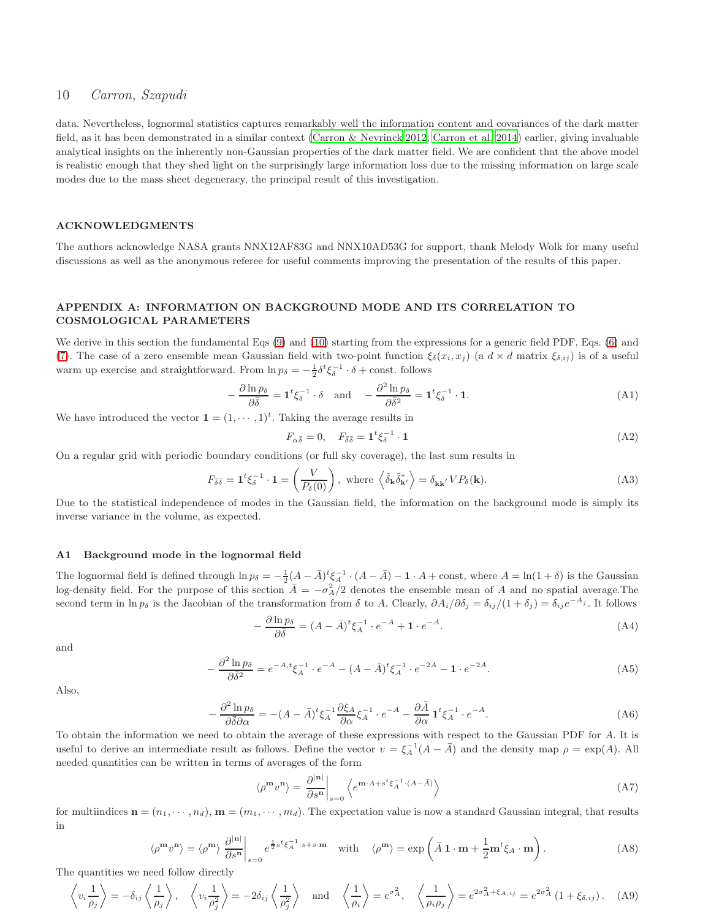data. Nevertheless, lognormal statistics captures remarkably well the information content and covariances of the dark matter field, as it has been demonstrated in a similar context (Carron & Neyrinck 2012; Carron et al. 2014) earlier, giving invaluable analytical insights on the inherently non-Gaussian properties of the dark matter field. We are confident that the above model is realistic enough that they shed light on the surprisingly large information loss due to the missing information on large scale modes due to the mass sheet degeneracy, the principal result of this investigation.

## ACKNOWLEDGMENTS

The authors acknowledge NASA grants NNX12AF83G and NNX10AD53G for support, thank Melody Wolk for many useful discussions as well as the anonymous referee for useful comments improving the presentation of the results of this paper.

## APPENDIX A: INFORMATION ON BACKGROUND MODE AND ITS CORRELATION TO COSMOLOGICAL PARAMETERS

We derive in this section the fundamental Eqs (9) and (10) starting from the expressions for a generic field PDF, Eqs. (6) and (7). The case of a zero ensemble mean Gaussian field with two-point function $\xi_\delta(x_i, x_j)$ (a $d \times d$ matrix $\xi_{\delta,ij}$) is of a useful warm up exercise and straightforward. From $\ln p_\delta = -\frac{1}{2}\delta^t \xi_\delta^{-1} \cdot \delta + \text{const.}$ follows

$$-\frac{\partial \ln p_\delta}{\partial \bar{\delta}} = \mathbf{1}^t \xi_\delta^{-1} \cdot \delta \quad \text{and} \quad -\frac{\partial^2 \ln p_\delta}{\partial \bar{\delta}^2} = \mathbf{1}^t \xi_\delta^{-1} \cdot \mathbf{1}. \tag{A1}$$

We have introduced the vector $\mathbf{1} = (1, \cdots, 1)^t$. Taking the average results in

$$F_{\alpha\bar{\delta}} = 0, \quad F_{\bar{\delta}\bar{\delta}} = \mathbf{1}^t \xi_\delta^{-1} \cdot \mathbf{1} \tag{A2}$$

On a regular grid with periodic boundary conditions (or full sky coverage), the last sum results in

$$F_{\bar{\delta}\bar{\delta}} = \mathbf{1}^t \xi_\delta^{-1} \cdot \mathbf{1} = \left(\frac{V}{P_\delta(0)}\right), \text{ where } \left\langle \tilde{\delta}_{\mathbf{k}} \tilde{\delta}^*_{\mathbf{k}'} \right\rangle = \delta_{\mathbf{k}\mathbf{k}'} V P_\delta(\mathbf{k}). \tag{A3}$$

Due to the statistical independence of modes in the Gaussian field, the information on the background mode is simply its inverse variance in the volume, as expected.

### A1 Background mode in the lognormal field

The lognormal field is defined through $\ln p_\delta = -\frac{1}{2}(A - \bar{A})^t \xi_A^{-1} \cdot (A - \bar{A}) - \mathbf{1} \cdot A + \text{const}$, where $A = \ln(1+\delta)$ is the Gaussian log-density field. For the purpose of this section $\bar{A} = -\sigma_A^2/2$ denotes the ensemble mean of $A$ and no spatial average.The second term in $\ln p_\delta$ is the Jacobian of the transformation from $\delta$ to $A$. Clearly, $\partial A_i / \partial \delta_j = \delta_{ij}/(1+\delta_j) = \delta_{ij} e^{-A_j}$. It follows

$$-\frac{\partial \ln p_\delta}{\partial \bar{\delta}} = (A - \bar{A})^t \xi_A^{-1} \cdot e^{-A} + \mathbf{1} \cdot e^{-A}. \tag{A4}$$

and

$$-\frac{\partial^2 \ln p_\delta}{\partial \bar{\delta}^2} = e^{-A,t} \xi_A^{-1} \cdot e^{-A} - (A - \bar{A})^t \xi_A^{-1} \cdot e^{-2A} - \mathbf{1} \cdot e^{-2A}. \tag{A5}$$

Also,

$$-\frac{\partial^2 \ln p_\delta}{\partial \bar{\delta} \partial \alpha} = -(A - \bar{A})^t \xi_A^{-1} \frac{\partial \xi_A}{\partial \alpha} \xi_A^{-1} \cdot e^{-A} - \frac{\partial \bar{A}}{\partial \alpha} \mathbf{1}^t \xi_A^{-1} \cdot e^{-A}. \tag{A6}$$

To obtain the information we need to obtain the average of these expressions with respect to the Gaussian PDF for $A$. It is useful to derive an intermediate result as follows. Define the vector $v = \xi_A^{-1}(A - \bar{A})$ and the density map $\rho = \exp(A)$. All needed quantities can be written in terms of averages of the form

$$\langle \rho^{\mathbf{m}} v^{\mathbf{n}} \rangle = \left. \frac{\partial^{|\mathbf{n}|}}{\partial s^{\mathbf{n}}} \right|_{s=0} \left\langle e^{\mathbf{m} \cdot A + s^t \xi_A^{-1} \cdot (A - \bar{A})} \right\rangle \tag{A7}$$

for multiindices $\mathbf{n} = (n_1, \cdots, n_d)$, $\mathbf{m} = (m_1, \cdots, m_d)$. The expectation value is now a standard Gaussian integral, that results in

$$\langle \rho^{\mathbf{m}} v^{\mathbf{n}} \rangle = \langle \rho^{\mathbf{m}} \rangle \left. \frac{\partial^{|\mathbf{n}|}}{\partial s^{\mathbf{n}}} \right|_{s=0} e^{\frac{1}{2} s^t \xi_A^{-1} \cdot s + s \cdot \mathbf{m}} \quad \text{with} \quad \langle \rho^{\mathbf{m}} \rangle = \exp\left( \bar{A}\, \mathbf{1} \cdot \mathbf{m} + \frac{1}{2} \mathbf{m}^t \xi_A \cdot \mathbf{m} \right). \tag{A8}$$

The quantities we need follow directly

$$\left\langle v_i \frac{1}{\rho_j} \right\rangle = -\delta_{ij} \left\langle \frac{1}{\rho_j} \right\rangle, \quad \left\langle v_i \frac{1}{\rho_j^2} \right\rangle = -2\delta_{ij} \left\langle \frac{1}{\rho_j^2} \right\rangle \quad \text{and} \quad \left\langle \frac{1}{\rho_i} \right\rangle = e^{\sigma_A^2}, \quad \left\langle \frac{1}{\rho_i \rho_j} \right\rangle = e^{2\sigma_A^2 + \xi_{A,ij}} = e^{2\sigma_A^2} (1 + \xi_{\delta,ij}). \tag{A9}$$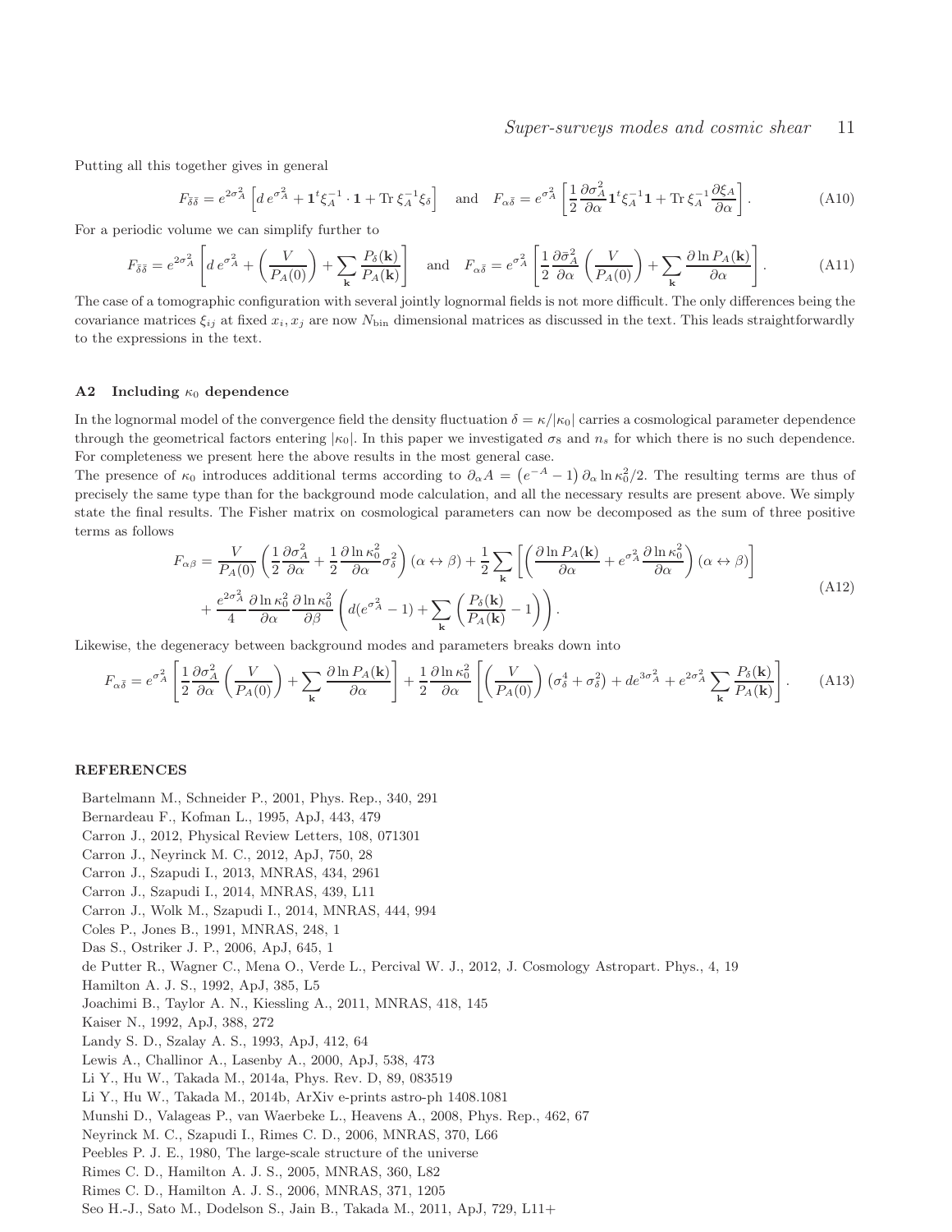Putting all this together gives in general

$$F_{\bar{\delta}\bar{\delta}} = e^{2\sigma_A^2}\left[d\, e^{\sigma_A^2} + \mathbf{1}^t \xi_A^{-1}\cdot \mathbf{1} + \mathrm{Tr}\, \xi_A^{-1}\xi_\delta\right] \quad \text{and} \quad F_{\alpha\bar{\delta}} = e^{\sigma_A^2}\left[\frac{1}{2}\frac{\partial \sigma_A^2}{\partial \alpha}\mathbf{1}^t\xi_A^{-1}\mathbf{1} + \mathrm{Tr}\,\xi_A^{-1}\frac{\partial \xi_A}{\partial \alpha}\right]. \tag{A10}$$

For a periodic volume we can simplify further to

$$F_{\bar{\delta}\bar{\delta}} = e^{2\sigma_A^2}\left[d\, e^{\sigma_A^2} + \left(\frac{V}{P_A(0)}\right) + \sum_{\mathbf{k}}\frac{P_\delta(\mathbf{k})}{P_A(\mathbf{k})}\right] \quad \text{and} \quad F_{\alpha\bar{\delta}} = e^{\sigma_A^2}\left[\frac{1}{2}\frac{\partial \bar{\sigma}_A^2}{\partial \alpha}\left(\frac{V}{P_A(0)}\right) + \sum_{\mathbf{k}}\frac{\partial \ln P_A(\mathbf{k})}{\partial \alpha}\right]. \tag{A11}$$

The case of a tomographic configuration with several jointly lognormal fields is not more difficult. The only differences being the covariance matrices $\xi_{ij}$ at fixed $x_i, x_j$ are now $N_{\rm bin}$ dimensional matrices as discussed in the text. This leads straightforwardly to the expressions in the text.

### A2 Including $\kappa_0$ dependence

In the lognormal model of the convergence field the density fluctuation $\delta = \kappa/|\kappa_0|$ carries a cosmological parameter dependence through the geometrical factors entering $|\kappa_0|$. In this paper we investigated $\sigma_8$ and $n_s$ for which there is no such dependence. For completeness we present here the above results in the most general case.

The presence of $\kappa_0$ introduces additional terms according to $\partial_\alpha A = \left(e^{-A} - 1\right)\partial_\alpha \ln \kappa_0^2/2$. The resulting terms are thus of precisely the same type than for the background mode calculation, and all the necessary results are present above. We simply state the final results. The Fisher matrix on cosmological parameters can now be decomposed as the sum of three positive terms as follows

$$\begin{aligned} F_{\alpha\beta} = &\frac{V}{P_A(0)}\left(\frac{1}{2}\frac{\partial \sigma_A^2}{\partial \alpha} + \frac{1}{2}\frac{\partial \ln \kappa_0^2}{\partial \alpha}\sigma_\delta^2\right)(\alpha \leftrightarrow \beta) + \frac{1}{2}\sum_{\mathbf{k}}\left[\left(\frac{\partial \ln P_A(\mathbf{k})}{\partial \alpha} + e^{\sigma_A^2}\frac{\partial \ln \kappa_0^2}{\partial \alpha}\right)(\alpha \leftrightarrow \beta)\right] \\ &+ \frac{e^{2\sigma_A^2}}{4}\frac{\partial \ln \kappa_0^2}{\partial \alpha}\frac{\partial \ln \kappa_0^2}{\partial \beta}\left(d(e^{\sigma_A^2} - 1) + \sum_{\mathbf{k}}\left(\frac{P_\delta(\mathbf{k})}{P_A(\mathbf{k})} - 1\right)\right). \end{aligned} \tag{A12}$$

Likewise, the degeneracy between background modes and parameters breaks down into

$$F_{\alpha\bar{\delta}} = e^{\sigma_A^2}\left[\frac{1}{2}\frac{\partial \sigma_A^2}{\partial \alpha}\left(\frac{V}{P_A(0)}\right) + \sum_{\mathbf{k}}\frac{\partial \ln P_A(\mathbf{k})}{\partial \alpha}\right] + \frac{1}{2}\frac{\partial \ln \kappa_0^2}{\partial \alpha}\left[\left(\frac{V}{P_A(0)}\right)\left(\sigma_\delta^4 + \sigma_\delta^2\right) + d e^{3\sigma_A^2} + e^{2\sigma_A^2}\sum_{\mathbf{k}}\frac{P_\delta(\mathbf{k})}{P_A(\mathbf{k})}\right]. \tag{A13}$$

## REFERENCES

Bartelmann M., Schneider P., 2001, Phys. Rep., 340, 291
Bernardeau F., Kofman L., 1995, ApJ, 443, 479
Carron J., 2012, Physical Review Letters, 108, 071301
Carron J., Neyrinck M. C., 2012, ApJ, 750, 28
Carron J., Szapudi I., 2013, MNRAS, 434, 2961
Carron J., Szapudi I., 2014, MNRAS, 439, L11
Carron J., Wolk M., Szapudi I., 2014, MNRAS, 444, 994
Coles P., Jones B., 1991, MNRAS, 248, 1
Das S., Ostriker J. P., 2006, ApJ, 645, 1
de Putter R., Wagner C., Mena O., Verde L., Percival W. J., 2012, J. Cosmology Astropart. Phys., 4, 19
Hamilton A. J. S., 1992, ApJ, 385, L5
Joachimi B., Taylor A. N., Kiessling A., 2011, MNRAS, 418, 145
Kaiser N., 1992, ApJ, 388, 272
Landy S. D., Szalay A. S., 1993, ApJ, 412, 64
Lewis A., Challinor A., Lasenby A., 2000, ApJ, 538, 473
Li Y., Hu W., Takada M., 2014a, Phys. Rev. D, 89, 083519
Li Y., Hu W., Takada M., 2014b, ArXiv e-prints astro-ph 1408.1081
Munshi D., Valageas P., van Waerbeke L., Heavens A., 2008, Phys. Rep., 462, 67
Neyrinck M. C., Szapudi I., Rimes C. D., 2006, MNRAS, 370, L66
Peebles P. J. E., 1980, The large-scale structure of the universe
Rimes C. D., Hamilton A. J. S., 2005, MNRAS, 360, L82
Rimes C. D., Hamilton A. J. S., 2006, MNRAS, 371, 1205
Seo H.-J., Sato M., Dodelson S., Jain B., Takada M., 2011, ApJ, 729, L11+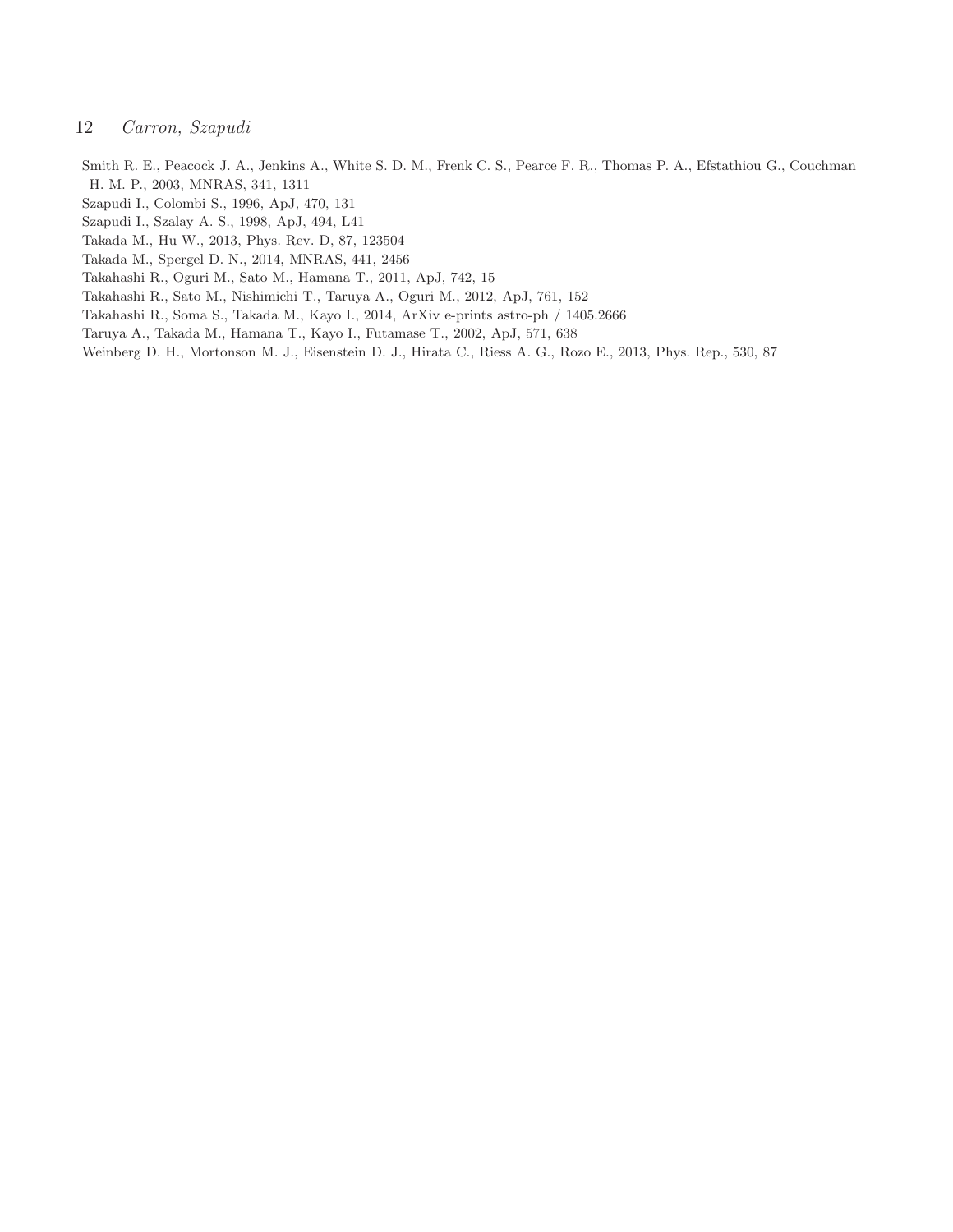Smith R. E., Peacock J. A., Jenkins A., White S. D. M., Frenk C. S., Pearce F. R., Thomas P. A., Efstathiou G., Couchman H. M. P., 2003, MNRAS, 341, 1311

Szapudi I., Colombi S., 1996, ApJ, 470, 131

Szapudi I., Szalay A. S., 1998, ApJ, 494, L41

Takada M., Hu W., 2013, Phys. Rev. D, 87, 123504

Takada M., Spergel D. N., 2014, MNRAS, 441, 2456

Takahashi R., Oguri M., Sato M., Hamana T., 2011, ApJ, 742, 15

Takahashi R., Sato M., Nishimichi T., Taruya A., Oguri M., 2012, ApJ, 761, 152

Takahashi R., Soma S., Takada M., Kayo I., 2014, ArXiv e-prints astro-ph / 1405.2666

Taruya A., Takada M., Hamana T., Kayo I., Futamase T., 2002, ApJ, 571, 638

Weinberg D. H., Mortonson M. J., Eisenstein D. J., Hirata C., Riess A. G., Rozo E., 2013, Phys. Rep., 530, 87